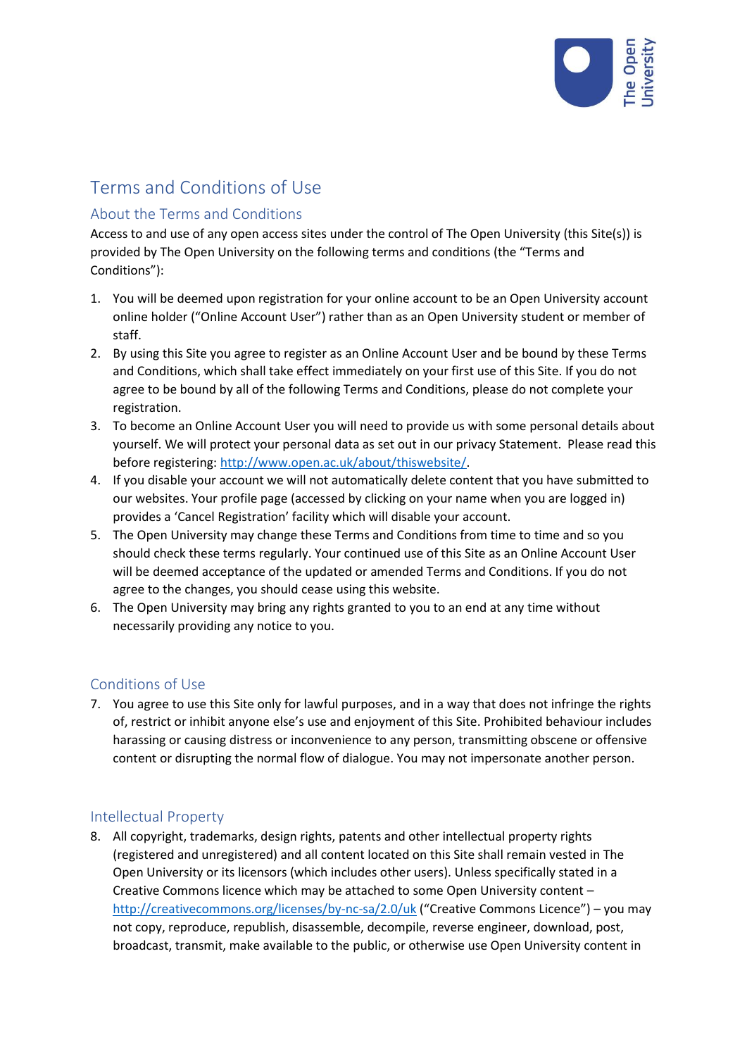# Terms and Conditions of Use

## About the Terms and Conditions

Access to and use of any open access sites under the control of The Open University (this Site(s)) is provided by The Open University on the following terms and conditions (the "Terms and Conditions"):

1. You will be deemed upon registration for your online account to be an Open University account online holder ("Online Account User") rather than as an Open University student or member of staff.
2. By using this Site you agree to register as an Online Account User and be bound by these Terms and Conditions, which shall take effect immediately on your first use of this Site. If you do not agree to be bound by all of the following Terms and Conditions, please do not complete your registration.
3. To become an Online Account User you will need to provide us with some personal details about yourself. We will protect your personal data as set out in our privacy Statement. Please read this before registering: [http://www.open.ac.uk/about/thiswebsite/](http://www.open.ac.uk/about/thiswebsite/).
4. If you disable your account we will not automatically delete content that you have submitted to our websites. Your profile page (accessed by clicking on your name when you are logged in) provides a 'Cancel Registration' facility which will disable your account.
5. The Open University may change these Terms and Conditions from time to time and so you should check these terms regularly. Your continued use of this Site as an Online Account User will be deemed acceptance of the updated or amended Terms and Conditions. If you do not agree to the changes, you should cease using this website.
6. The Open University may bring any rights granted to you to an end at any time without necessarily providing any notice to you.

## Conditions of Use

7. You agree to use this Site only for lawful purposes, and in a way that does not infringe the rights of, restrict or inhibit anyone else's use and enjoyment of this Site. Prohibited behaviour includes harassing or causing distress or inconvenience to any person, transmitting obscene or offensive content or disrupting the normal flow of dialogue. You may not impersonate another person.

## Intellectual Property

8. All copyright, trademarks, design rights, patents and other intellectual property rights (registered and unregistered) and all content located on this Site shall remain vested in The Open University or its licensors (which includes other users). Unless specifically stated in a Creative Commons licence which may be attached to some Open University content – [http://creativecommons.org/licenses/by-nc-sa/2.0/uk](http://creativecommons.org/licenses/by-nc-sa/2.0/uk) ("Creative Commons Licence") – you may not copy, reproduce, republish, disassemble, decompile, reverse engineer, download, post, broadcast, transmit, make available to the public, or otherwise use Open University content in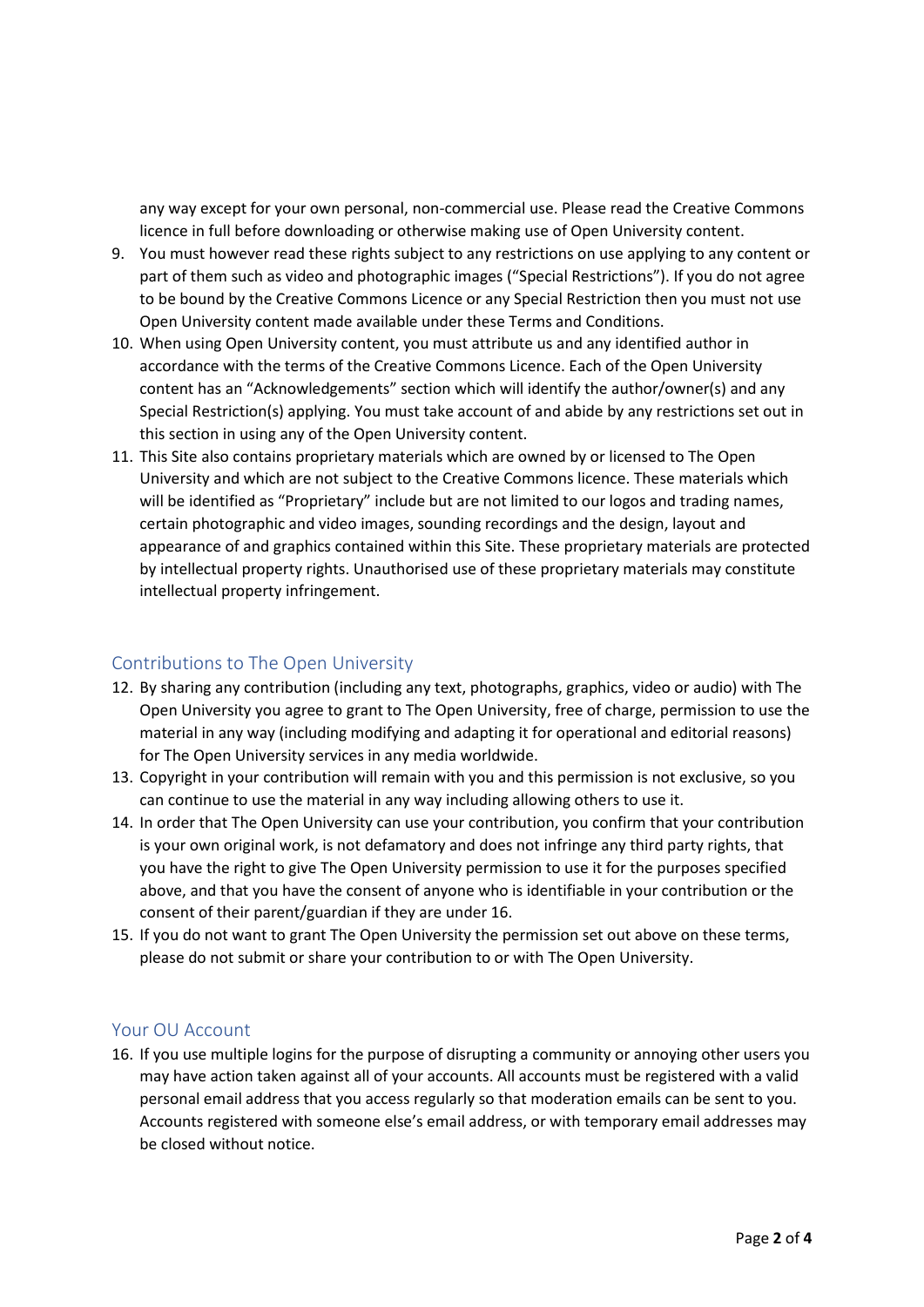any way except for your own personal, non-commercial use. Please read the Creative Commons licence in full before downloading or otherwise making use of Open University content.

9. You must however read these rights subject to any restrictions on use applying to any content or part of them such as video and photographic images ("Special Restrictions"). If you do not agree to be bound by the Creative Commons Licence or any Special Restriction then you must not use Open University content made available under these Terms and Conditions.
10. When using Open University content, you must attribute us and any identified author in accordance with the terms of the Creative Commons Licence. Each of the Open University content has an "Acknowledgements" section which will identify the author/owner(s) and any Special Restriction(s) applying. You must take account of and abide by any restrictions set out in this section in using any of the Open University content.
11. This Site also contains proprietary materials which are owned by or licensed to The Open University and which are not subject to the Creative Commons licence. These materials which will be identified as "Proprietary" include but are not limited to our logos and trading names, certain photographic and video images, sounding recordings and the design, layout and appearance of and graphics contained within this Site. These proprietary materials are protected by intellectual property rights. Unauthorised use of these proprietary materials may constitute intellectual property infringement.

## Contributions to The Open University

12. By sharing any contribution (including any text, photographs, graphics, video or audio) with The Open University you agree to grant to The Open University, free of charge, permission to use the material in any way (including modifying and adapting it for operational and editorial reasons) for The Open University services in any media worldwide.
13. Copyright in your contribution will remain with you and this permission is not exclusive, so you can continue to use the material in any way including allowing others to use it.
14. In order that The Open University can use your contribution, you confirm that your contribution is your own original work, is not defamatory and does not infringe any third party rights, that you have the right to give The Open University permission to use it for the purposes specified above, and that you have the consent of anyone who is identifiable in your contribution or the consent of their parent/guardian if they are under 16.
15. If you do not want to grant The Open University the permission set out above on these terms, please do not submit or share your contribution to or with The Open University.

## Your OU Account

16. If you use multiple logins for the purpose of disrupting a community or annoying other users you may have action taken against all of your accounts. All accounts must be registered with a valid personal email address that you access regularly so that moderation emails can be sent to you. Accounts registered with someone else's email address, or with temporary email addresses may be closed without notice.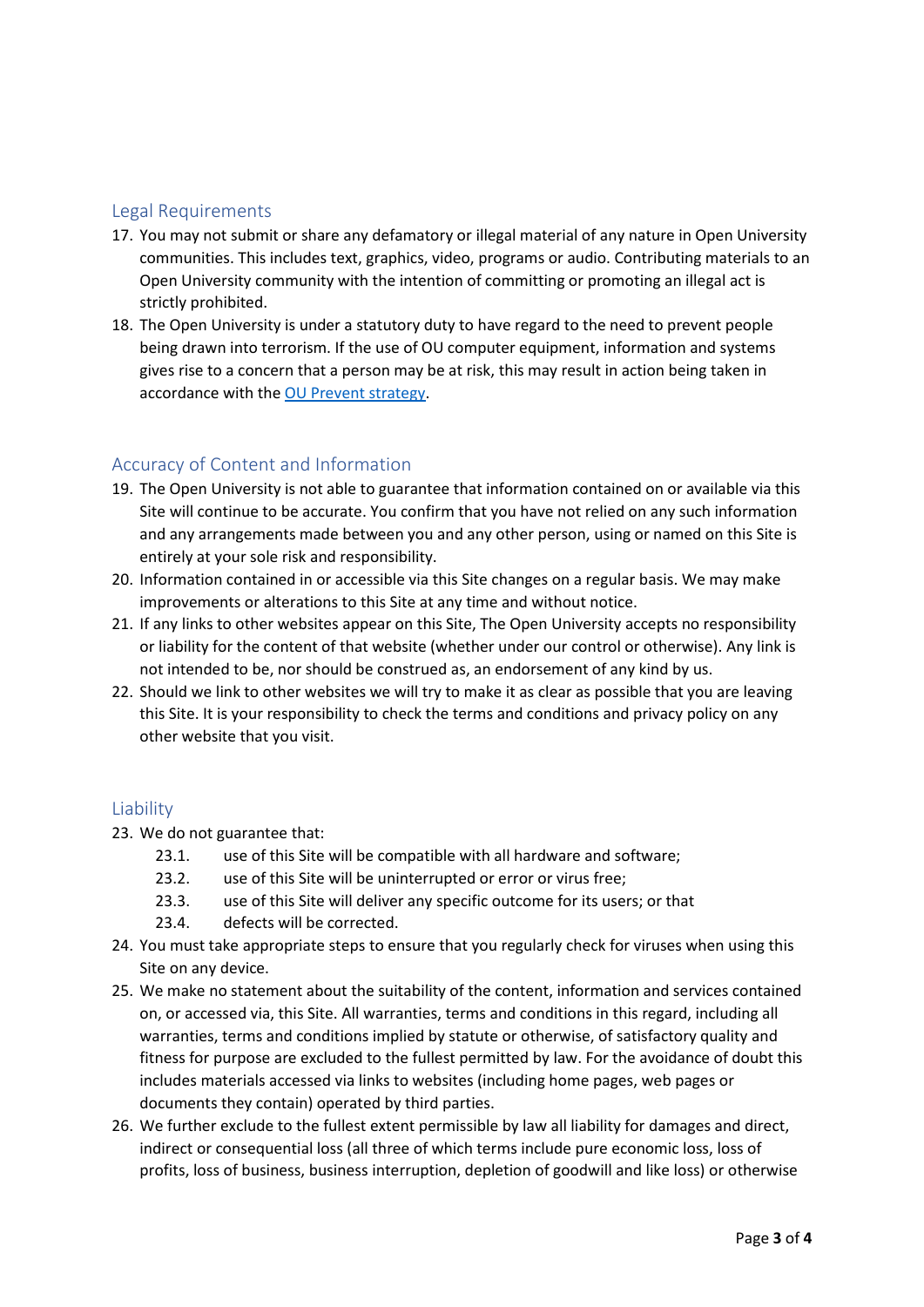## Legal Requirements

17. You may not submit or share any defamatory or illegal material of any nature in Open University communities. This includes text, graphics, video, programs or audio. Contributing materials to an Open University community with the intention of committing or promoting an illegal act is strictly prohibited.
18. The Open University is under a statutory duty to have regard to the need to prevent people being drawn into terrorism. If the use of OU computer equipment, information and systems gives rise to a concern that a person may be at risk, this may result in action being taken in accordance with the OU Prevent strategy.

## Accuracy of Content and Information

19. The Open University is not able to guarantee that information contained on or available via this Site will continue to be accurate. You confirm that you have not relied on any such information and any arrangements made between you and any other person, using or named on this Site is entirely at your sole risk and responsibility.
20. Information contained in or accessible via this Site changes on a regular basis. We may make improvements or alterations to this Site at any time and without notice.
21. If any links to other websites appear on this Site, The Open University accepts no responsibility or liability for the content of that website (whether under our control or otherwise). Any link is not intended to be, nor should be construed as, an endorsement of any kind by us.
22. Should we link to other websites we will try to make it as clear as possible that you are leaving this Site. It is your responsibility to check the terms and conditions and privacy policy on any other website that you visit.

## Liability

23. We do not guarantee that:
    - 23.1. use of this Site will be compatible with all hardware and software;
    - 23.2. use of this Site will be uninterrupted or error or virus free;
    - 23.3. use of this Site will deliver any specific outcome for its users; or that
    - 23.4. defects will be corrected.
24. You must take appropriate steps to ensure that you regularly check for viruses when using this Site on any device.
25. We make no statement about the suitability of the content, information and services contained on, or accessed via, this Site. All warranties, terms and conditions in this regard, including all warranties, terms and conditions implied by statute or otherwise, of satisfactory quality and fitness for purpose are excluded to the fullest permitted by law. For the avoidance of doubt this includes materials accessed via links to websites (including home pages, web pages or documents they contain) operated by third parties.
26. We further exclude to the fullest extent permissible by law all liability for damages and direct, indirect or consequential loss (all three of which terms include pure economic loss, loss of profits, loss of business, business interruption, depletion of goodwill and like loss) or otherwise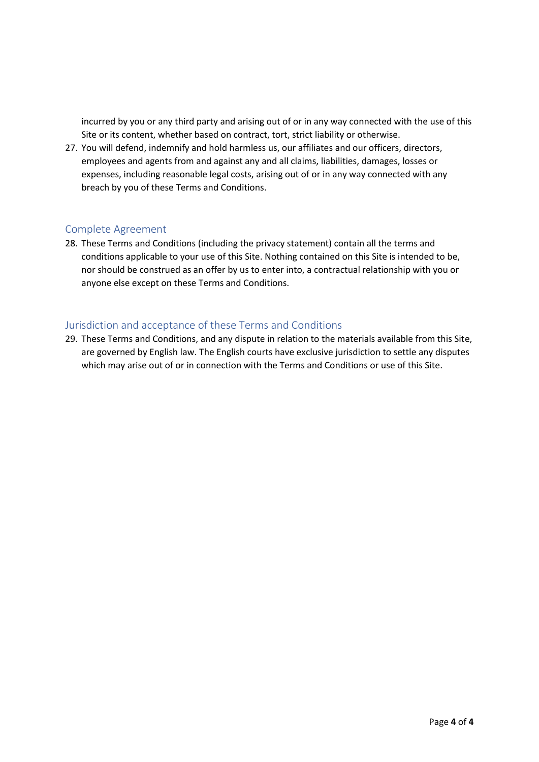incurred by you or any third party and arising out of or in any way connected with the use of this Site or its content, whether based on contract, tort, strict liability or otherwise.

27. You will defend, indemnify and hold harmless us, our affiliates and our officers, directors, employees and agents from and against any and all claims, liabilities, damages, losses or expenses, including reasonable legal costs, arising out of or in any way connected with any breach by you of these Terms and Conditions.

## Complete Agreement

28. These Terms and Conditions (including the privacy statement) contain all the terms and conditions applicable to your use of this Site. Nothing contained on this Site is intended to be, nor should be construed as an offer by us to enter into, a contractual relationship with you or anyone else except on these Terms and Conditions.

## Jurisdiction and acceptance of these Terms and Conditions

29. These Terms and Conditions, and any dispute in relation to the materials available from this Site, are governed by English law. The English courts have exclusive jurisdiction to settle any disputes which may arise out of or in connection with the Terms and Conditions or use of this Site.